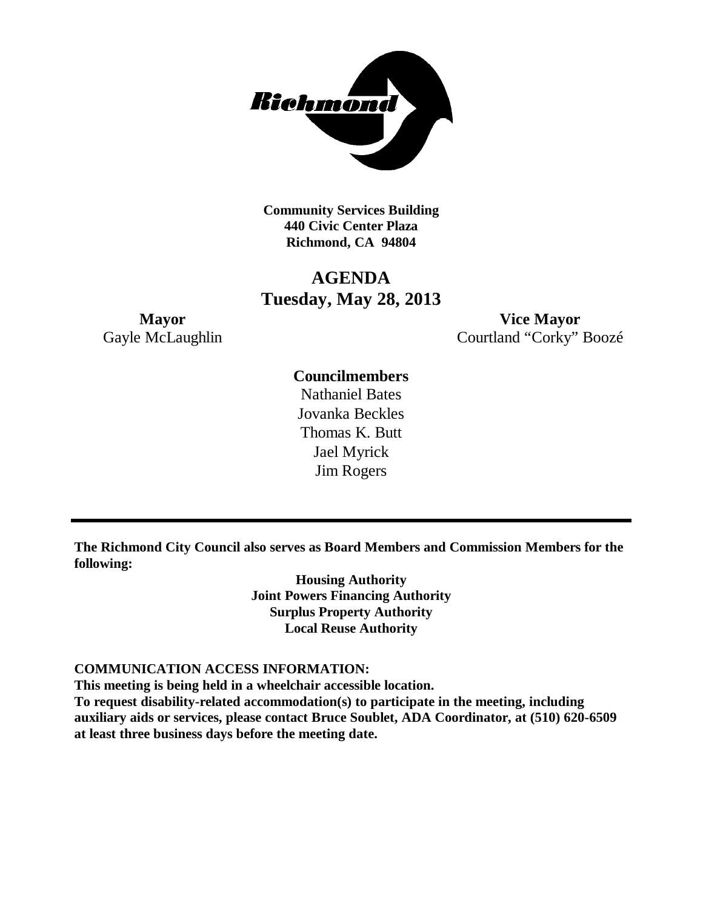**Community Services Building**
**440 Civic Center Plaza**
**Richmond, CA 94804**

# AGENDA
## Tuesday, May 28, 2013

**Mayor**
Gayle McLaughlin

**Vice Mayor**
Courtland "Corky" Boozé

**Councilmembers**
Nathaniel Bates
Jovanka Beckles
Thomas K. Butt
Jael Myrick
Jim Rogers

---

**The Richmond City Council also serves as Board Members and Commission Members for the following:**

**Housing Authority**
**Joint Powers Financing Authority**
**Surplus Property Authority**
**Local Reuse Authority**

**COMMUNICATION ACCESS INFORMATION:**
**This meeting is being held in a wheelchair accessible location.**
**To request disability-related accommodation(s) to participate in the meeting, including auxiliary aids or services, please contact Bruce Soublet, ADA Coordinator, at (510) 620-6509 at least three business days before the meeting date.**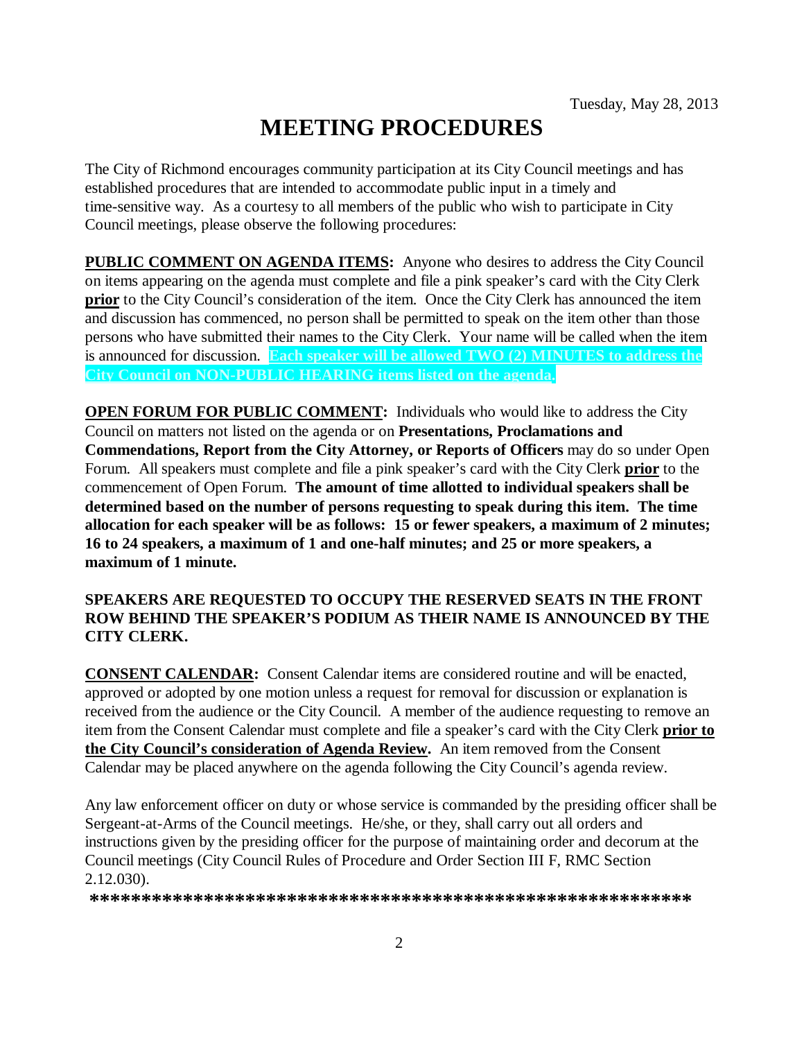Tuesday, May 28, 2013

# MEETING PROCEDURES

The City of Richmond encourages community participation at its City Council meetings and has established procedures that are intended to accommodate public input in a timely and time-sensitive way. As a courtesy to all members of the public who wish to participate in City Council meetings, please observe the following procedures:

**PUBLIC COMMENT ON AGENDA ITEMS:** Anyone who desires to address the City Council on items appearing on the agenda must complete and file a pink speaker's card with the City Clerk **prior** to the City Council's consideration of the item. Once the City Clerk has announced the item and discussion has commenced, no person shall be permitted to speak on the item other than those persons who have submitted their names to the City Clerk. Your name will be called when the item is announced for discussion. **Each speaker will be allowed TWO (2) MINUTES to address the City Council on NON-PUBLIC HEARING items listed on the agenda.**

**OPEN FORUM FOR PUBLIC COMMENT:** Individuals who would like to address the City Council on matters not listed on the agenda or on **Presentations, Proclamations and Commendations, Report from the City Attorney, or Reports of Officers** may do so under Open Forum. All speakers must complete and file a pink speaker's card with the City Clerk **prior** to the commencement of Open Forum. **The amount of time allotted to individual speakers shall be determined based on the number of persons requesting to speak during this item. The time allocation for each speaker will be as follows: 15 or fewer speakers, a maximum of 2 minutes; 16 to 24 speakers, a maximum of 1 and one-half minutes; and 25 or more speakers, a maximum of 1 minute.**

**SPEAKERS ARE REQUESTED TO OCCUPY THE RESERVED SEATS IN THE FRONT ROW BEHIND THE SPEAKER'S PODIUM AS THEIR NAME IS ANNOUNCED BY THE CITY CLERK.**

**CONSENT CALENDAR:** Consent Calendar items are considered routine and will be enacted, approved or adopted by one motion unless a request for removal for discussion or explanation is received from the audience or the City Council. A member of the audience requesting to remove an item from the Consent Calendar must complete and file a speaker's card with the City Clerk **prior to the City Council's consideration of Agenda Review.** An item removed from the Consent Calendar may be placed anywhere on the agenda following the City Council's agenda review.

Any law enforcement officer on duty or whose service is commanded by the presiding officer shall be Sergeant-at-Arms of the Council meetings. He/she, or they, shall carry out all orders and instructions given by the presiding officer for the purpose of maintaining order and decorum at the Council meetings (City Council Rules of Procedure and Order Section III F, RMC Section 2.12.030).

**\*\*\*\*\*\*\*\*\*\*\*\*\*\*\*\*\*\*\*\*\*\*\*\*\*\*\*\*\*\*\*\*\*\*\*\*\*\*\*\*\*\*\*\*\*\*\*\*\*\*\*\*\*\*\*\*\*\*\*\*\*\***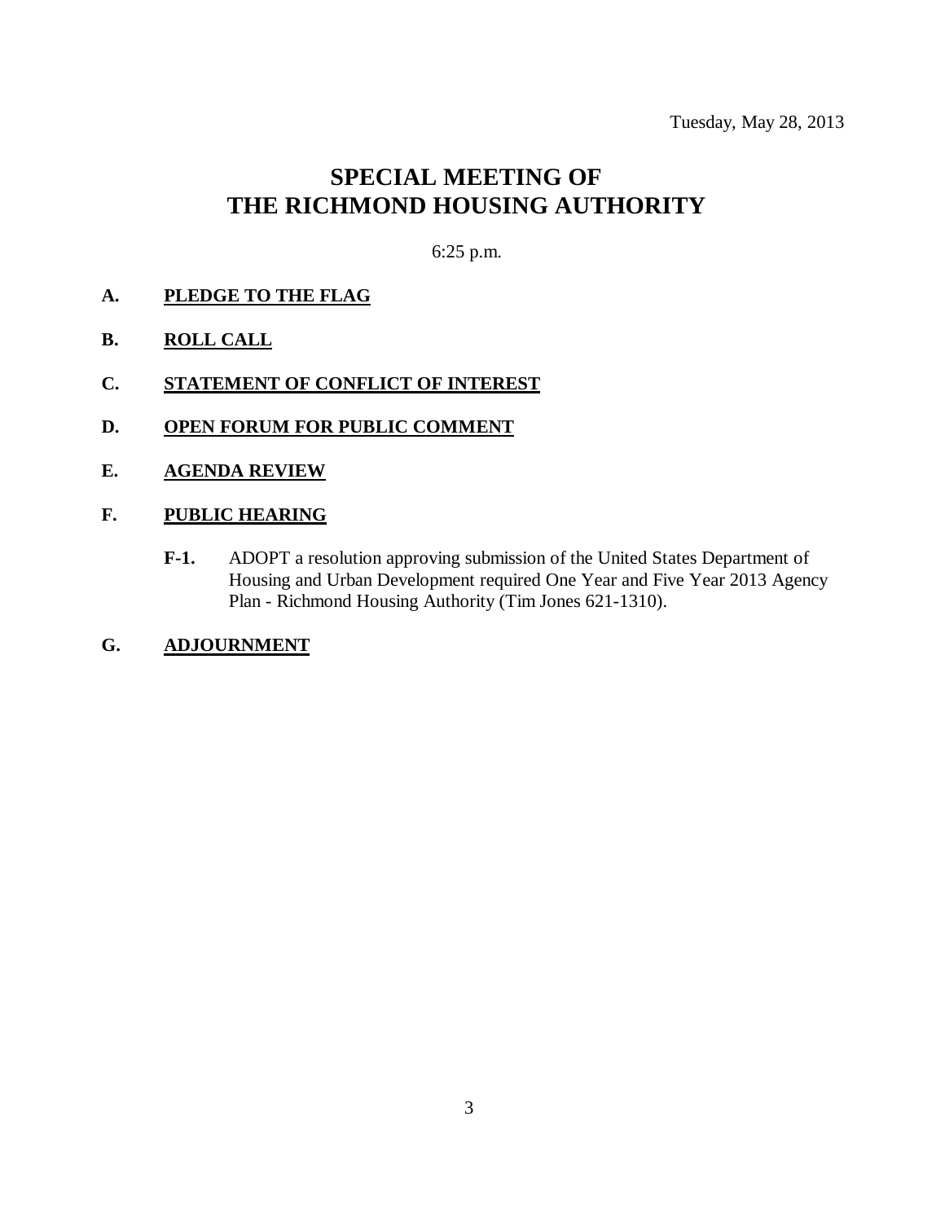Tuesday, May 28, 2013

# SPECIAL MEETING OF THE RICHMOND HOUSING AUTHORITY

6:25 p.m.

**A. PLEDGE TO THE FLAG**

**B. ROLL CALL**

**C. STATEMENT OF CONFLICT OF INTEREST**

**D. OPEN FORUM FOR PUBLIC COMMENT**

**E. AGENDA REVIEW**

**F. PUBLIC HEARING**

**F-1.** ADOPT a resolution approving submission of the United States Department of Housing and Urban Development required One Year and Five Year 2013 Agency Plan - Richmond Housing Authority (Tim Jones 621-1310).

**G. ADJOURNMENT**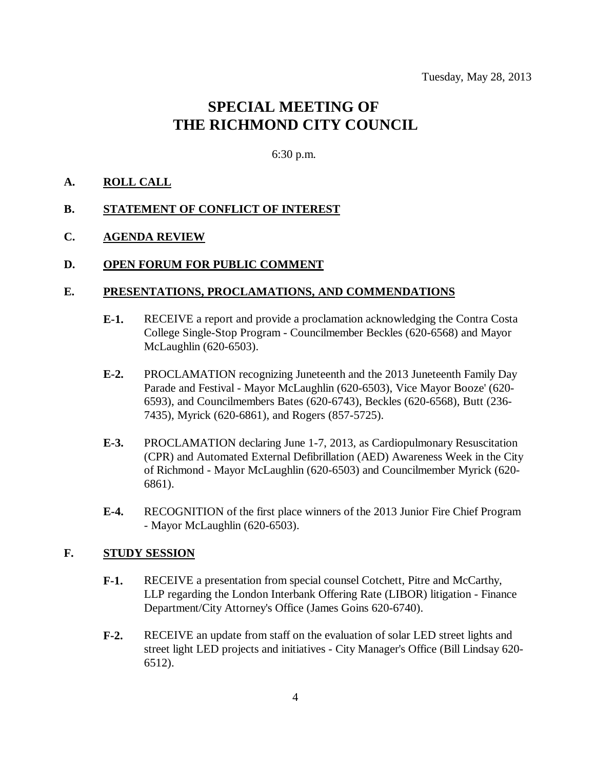Tuesday, May 28, 2013

# SPECIAL MEETING OF THE RICHMOND CITY COUNCIL

6:30 p.m.

**A.** **ROLL CALL**

**B.** **STATEMENT OF CONFLICT OF INTEREST**

**C.** **AGENDA REVIEW**

**D.** **OPEN FORUM FOR PUBLIC COMMENT**

**E.** **PRESENTATIONS, PROCLAMATIONS, AND COMMENDATIONS**

**E-1.** RECEIVE a report and provide a proclamation acknowledging the Contra Costa College Single-Stop Program - Councilmember Beckles (620-6568) and Mayor McLaughlin (620-6503).

**E-2.** PROCLAMATION recognizing Juneteenth and the 2013 Juneteenth Family Day Parade and Festival - Mayor McLaughlin (620-6503), Vice Mayor Booze' (620-6593), and Councilmembers Bates (620-6743), Beckles (620-6568), Butt (236-7435), Myrick (620-6861), and Rogers (857-5725).

**E-3.** PROCLAMATION declaring June 1-7, 2013, as Cardiopulmonary Resuscitation (CPR) and Automated External Defibrillation (AED) Awareness Week in the City of Richmond - Mayor McLaughlin (620-6503) and Councilmember Myrick (620-6861).

**E-4.** RECOGNITION of the first place winners of the 2013 Junior Fire Chief Program - Mayor McLaughlin (620-6503).

**F.** **STUDY SESSION**

**F-1.** RECEIVE a presentation from special counsel Cotchett, Pitre and McCarthy, LLP regarding the London Interbank Offering Rate (LIBOR) litigation - Finance Department/City Attorney's Office (James Goins 620-6740).

**F-2.** RECEIVE an update from staff on the evaluation of solar LED street lights and street light LED projects and initiatives - City Manager's Office (Bill Lindsay 620-6512).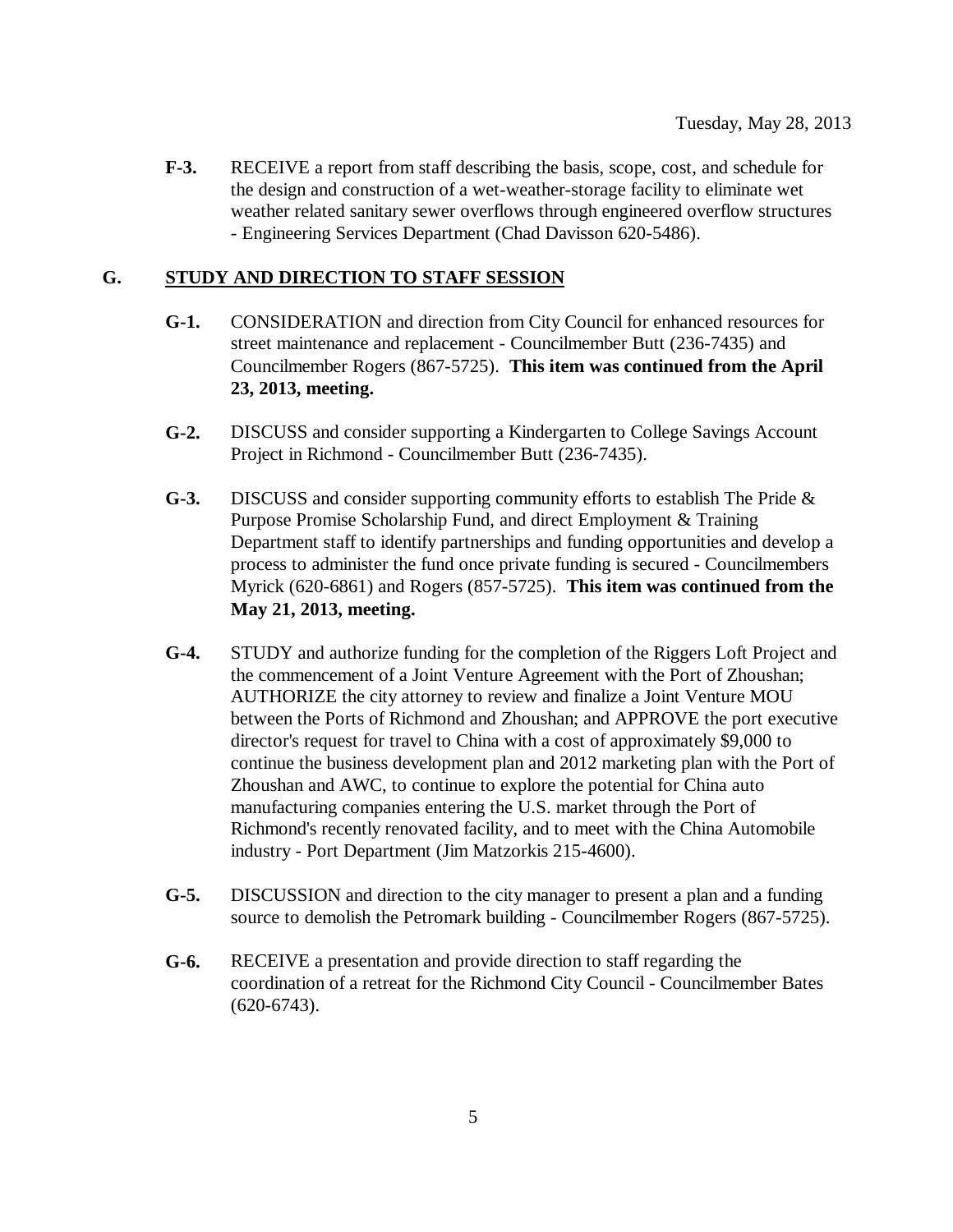Tuesday, May 28, 2013

**F-3.** RECEIVE a report from staff describing the basis, scope, cost, and schedule for the design and construction of a wet-weather-storage facility to eliminate wet weather related sanitary sewer overflows through engineered overflow structures - Engineering Services Department (Chad Davisson 620-5486).

## G. <u>STUDY AND DIRECTION TO STAFF SESSION</u>

**G-1.** CONSIDERATION and direction from City Council for enhanced resources for street maintenance and replacement - Councilmember Butt (236-7435) and Councilmember Rogers (867-5725). **This item was continued from the April 23, 2013, meeting.**

**G-2.** DISCUSS and consider supporting a Kindergarten to College Savings Account Project in Richmond - Councilmember Butt (236-7435).

**G-3.** DISCUSS and consider supporting community efforts to establish The Pride & Purpose Promise Scholarship Fund, and direct Employment & Training Department staff to identify partnerships and funding opportunities and develop a process to administer the fund once private funding is secured - Councilmembers Myrick (620-6861) and Rogers (857-5725). **This item was continued from the May 21, 2013, meeting.**

**G-4.** STUDY and authorize funding for the completion of the Riggers Loft Project and the commencement of a Joint Venture Agreement with the Port of Zhoushan; AUTHORIZE the city attorney to review and finalize a Joint Venture MOU between the Ports of Richmond and Zhoushan; and APPROVE the port executive director's request for travel to China with a cost of approximately $9,000 to continue the business development plan and 2012 marketing plan with the Port of Zhoushan and AWC, to continue to explore the potential for China auto manufacturing companies entering the U.S. market through the Port of Richmond's recently renovated facility, and to meet with the China Automobile industry - Port Department (Jim Matzorkis 215-4600).

**G-5.** DISCUSSION and direction to the city manager to present a plan and a funding source to demolish the Petromark building - Councilmember Rogers (867-5725).

**G-6.** RECEIVE a presentation and provide direction to staff regarding the coordination of a retreat for the Richmond City Council - Councilmember Bates (620-6743).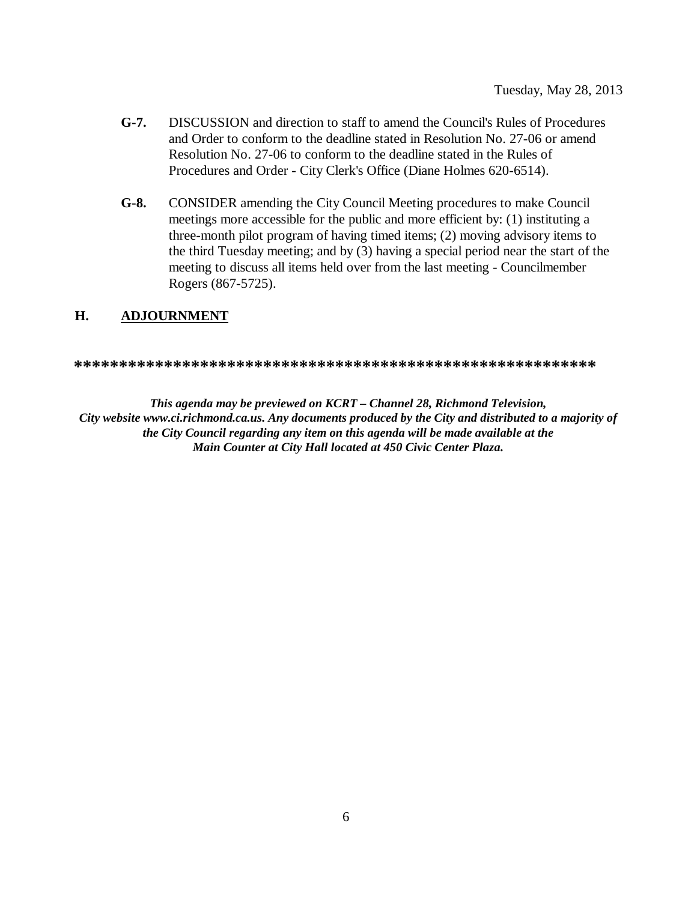**G-7.** DISCUSSION and direction to staff to amend the Council's Rules of Procedures and Order to conform to the deadline stated in Resolution No. 27-06 or amend Resolution No. 27-06 to conform to the deadline stated in the Rules of Procedures and Order - City Clerk's Office (Diane Holmes 620-6514).

**G-8.** CONSIDER amending the City Council Meeting procedures to make Council meetings more accessible for the public and more efficient by: (1) instituting a three-month pilot program of having timed items; (2) moving advisory items to the third Tuesday meeting; and by (3) having a special period near the start of the meeting to discuss all items held over from the last meeting - Councilmember Rogers (867-5725).

## H. ADJOURNMENT

**\*\*\*\*\*\*\*\*\*\*\*\*\*\*\*\*\*\*\*\*\*\*\*\*\*\*\*\*\*\*\*\*\*\*\*\*\*\*\*\*\*\*\*\*\*\*\*\*\*\*\*\*\*\*\*\*\*\*\*\***

***This agenda may be previewed on KCRT – Channel 28, Richmond Television, City website www.ci.richmond.ca.us. Any documents produced by the City and distributed to a majority of the City Council regarding any item on this agenda will be made available at the Main Counter at City Hall located at 450 Civic Center Plaza.***